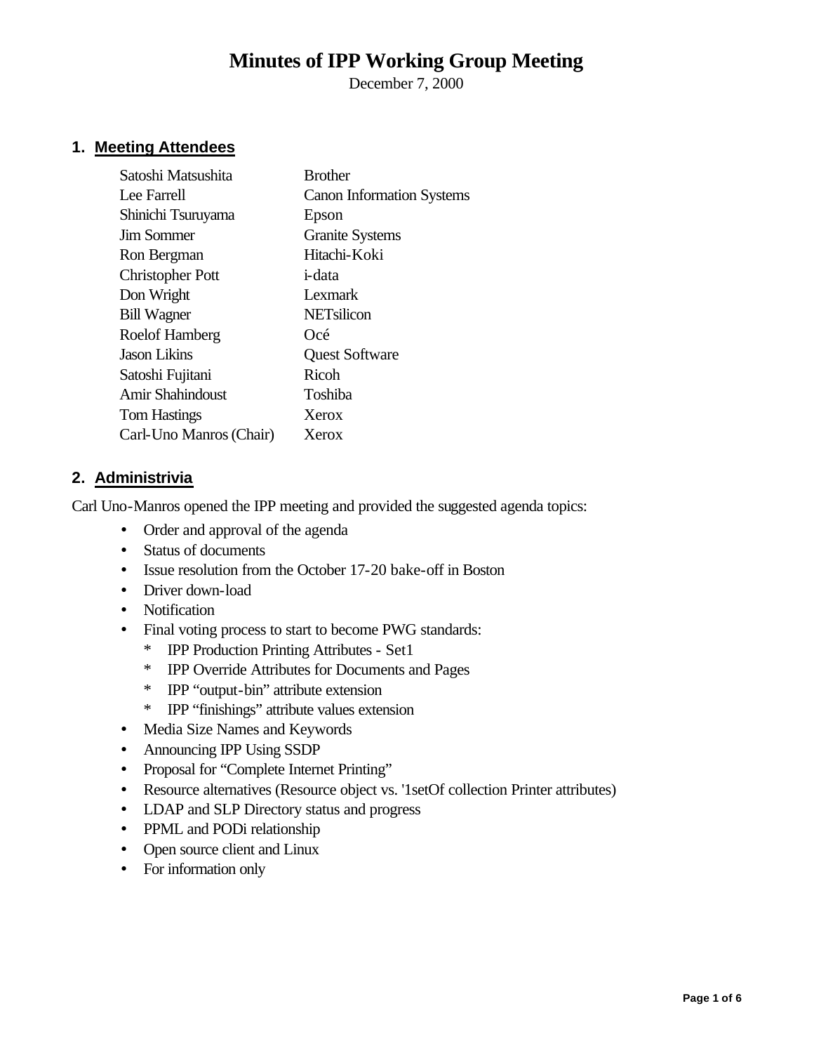# Minutes of IPP Working Group Meeting

December 7, 2000

## 1. Meeting Attendees

| | |
|---|---|
| Satoshi Matsushita | Brother |
| Lee Farrell | Canon Information Systems |
| Shinichi Tsuruyama | Epson |
| Jim Sommer | Granite Systems |
| Ron Bergman | Hitachi-Koki |
| Christopher Pott | i-data |
| Don Wright | Lexmark |
| Bill Wagner | NETsilicon |
| Roelof Hamberg | Océ |
| Jason Likins | Quest Software |
| Satoshi Fujitani | Ricoh |
| Amir Shahindoust | Toshiba |
| Tom Hastings | Xerox |
| Carl-Uno Manros (Chair) | Xerox |

## 2. Administrivia

Carl Uno-Manros opened the IPP meeting and provided the suggested agenda topics:

- Order and approval of the agenda
- Status of documents
- Issue resolution from the October 17-20 bake-off in Boston
- Driver down-load
- Notification
- Final voting process to start to become PWG standards:
  - \* IPP Production Printing Attributes - Set1
  - \* IPP Override Attributes for Documents and Pages
  - \* IPP "output-bin" attribute extension
  - \* IPP "finishings" attribute values extension
- Media Size Names and Keywords
- Announcing IPP Using SSDP
- Proposal for "Complete Internet Printing"
- Resource alternatives (Resource object vs. '1setOf collection Printer attributes)
- LDAP and SLP Directory status and progress
- PPML and PODi relationship
- Open source client and Linux
- For information only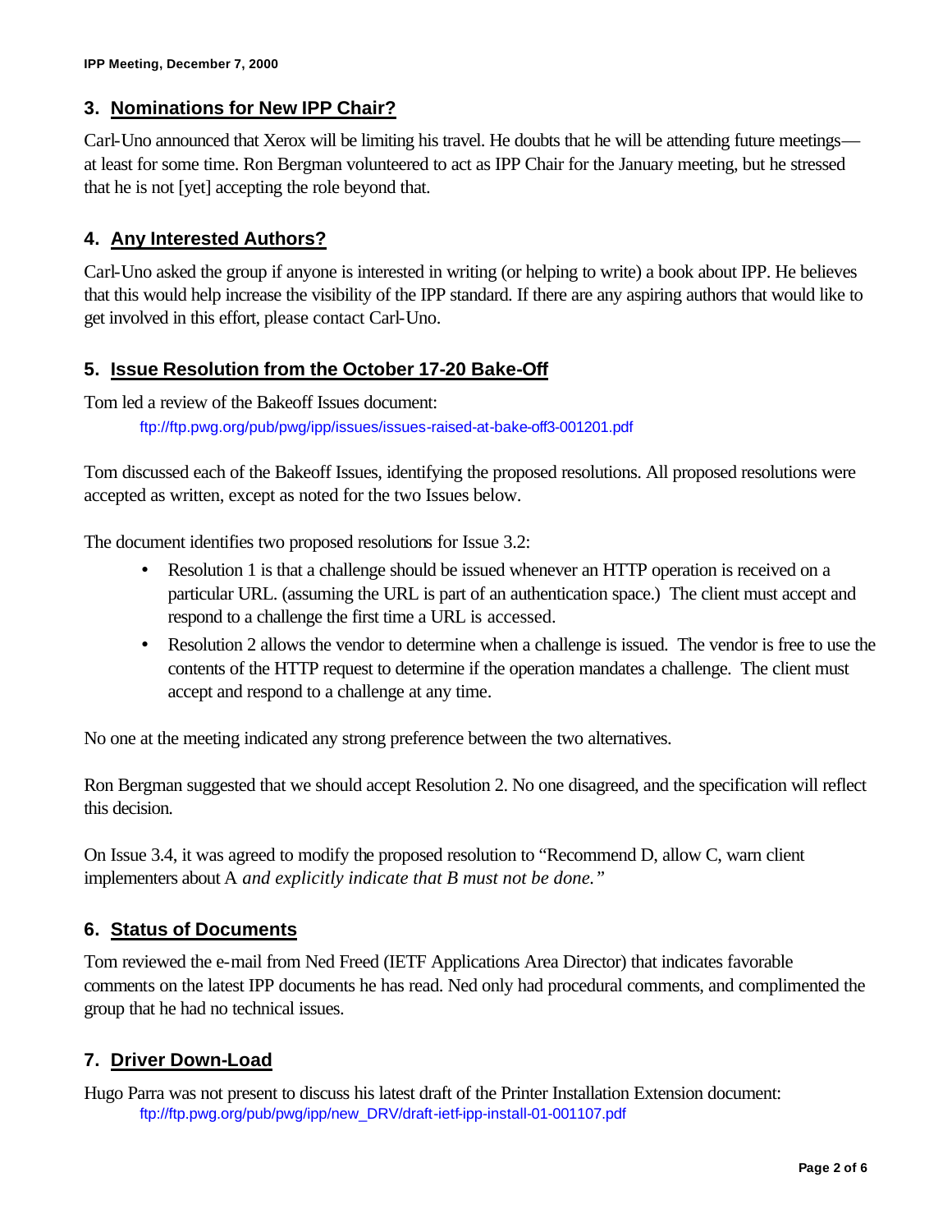## 3. Nominations for New IPP Chair?

Carl-Uno announced that Xerox will be limiting his travel. He doubts that he will be attending future meetings—at least for some time. Ron Bergman volunteered to act as IPP Chair for the January meeting, but he stressed that he is not [yet] accepting the role beyond that.

## 4. Any Interested Authors?

Carl-Uno asked the group if anyone is interested in writing (or helping to write) a book about IPP. He believes that this would help increase the visibility of the IPP standard. If there are any aspiring authors that would like to get involved in this effort, please contact Carl-Uno.

## 5. Issue Resolution from the October 17-20 Bake-Off

Tom led a review of the Bakeoff Issues document:

ftp://ftp.pwg.org/pub/pwg/ipp/issues/issues-raised-at-bake-off3-001201.pdf

Tom discussed each of the Bakeoff Issues, identifying the proposed resolutions. All proposed resolutions were accepted as written, except as noted for the two Issues below.

The document identifies two proposed resolutions for Issue 3.2:

- Resolution 1 is that a challenge should be issued whenever an HTTP operation is received on a particular URL. (assuming the URL is part of an authentication space.) The client must accept and respond to a challenge the first time a URL is accessed.
- Resolution 2 allows the vendor to determine when a challenge is issued. The vendor is free to use the contents of the HTTP request to determine if the operation mandates a challenge. The client must accept and respond to a challenge at any time.

No one at the meeting indicated any strong preference between the two alternatives.

Ron Bergman suggested that we should accept Resolution 2. No one disagreed, and the specification will reflect this decision.

On Issue 3.4, it was agreed to modify the proposed resolution to "Recommend D, allow C, warn client implementers about A *and explicitly indicate that B must not be done."*

## 6. Status of Documents

Tom reviewed the e-mail from Ned Freed (IETF Applications Area Director) that indicates favorable comments on the latest IPP documents he has read. Ned only had procedural comments, and complimented the group that he had no technical issues.

## 7. Driver Down-Load

Hugo Parra was not present to discuss his latest draft of the Printer Installation Extension document:

ftp://ftp.pwg.org/pub/pwg/ipp/new_DRV/draft-ietf-ipp-install-01-001107.pdf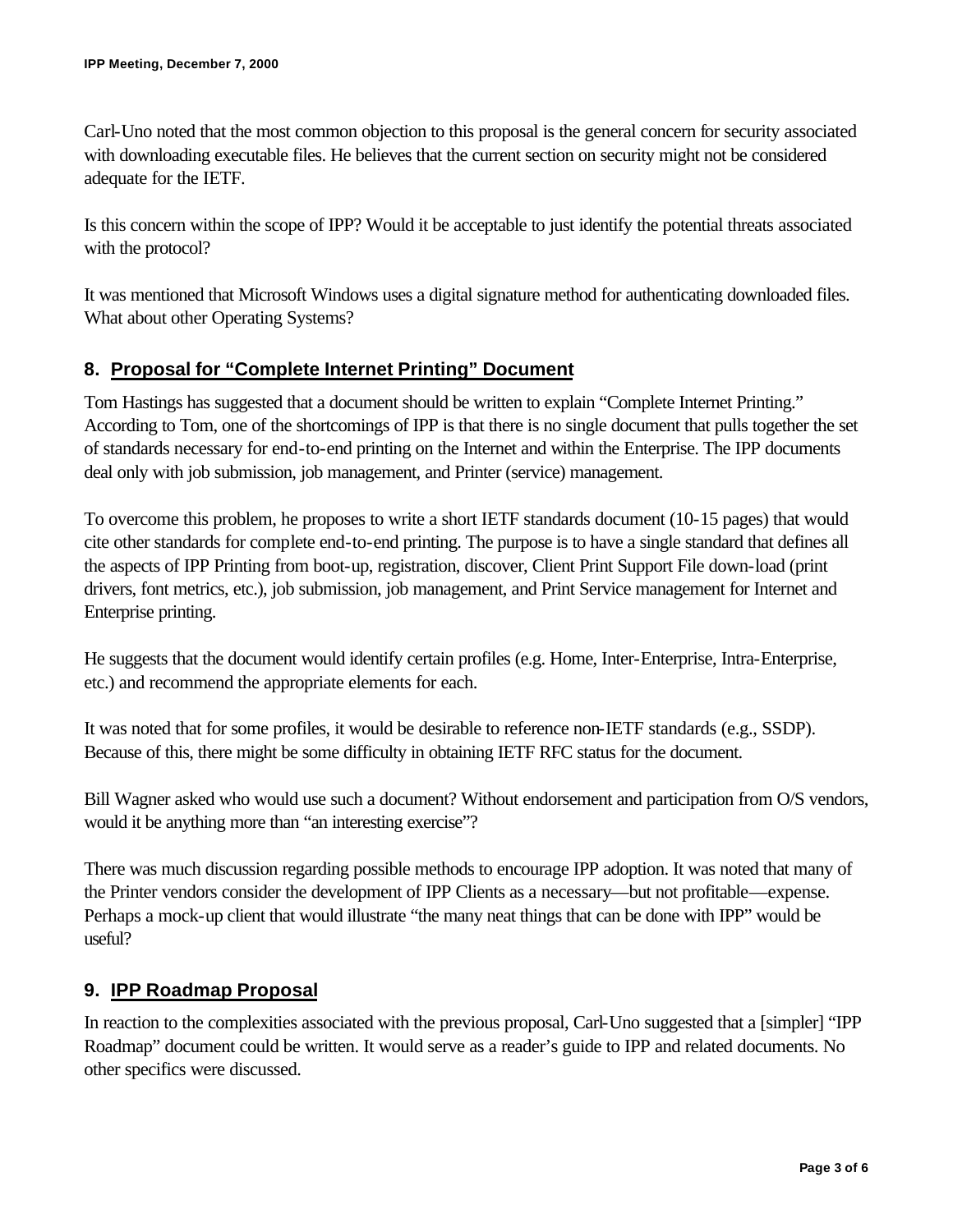Carl-Uno noted that the most common objection to this proposal is the general concern for security associated with downloading executable files. He believes that the current section on security might not be considered adequate for the IETF.

Is this concern within the scope of IPP? Would it be acceptable to just identify the potential threats associated with the protocol?

It was mentioned that Microsoft Windows uses a digital signature method for authenticating downloaded files. What about other Operating Systems?

## 8. Proposal for "Complete Internet Printing" Document

Tom Hastings has suggested that a document should be written to explain "Complete Internet Printing." According to Tom, one of the shortcomings of IPP is that there is no single document that pulls together the set of standards necessary for end-to-end printing on the Internet and within the Enterprise. The IPP documents deal only with job submission, job management, and Printer (service) management.

To overcome this problem, he proposes to write a short IETF standards document (10-15 pages) that would cite other standards for complete end-to-end printing. The purpose is to have a single standard that defines all the aspects of IPP Printing from boot-up, registration, discover, Client Print Support File down-load (print drivers, font metrics, etc.), job submission, job management, and Print Service management for Internet and Enterprise printing.

He suggests that the document would identify certain profiles (e.g. Home, Inter-Enterprise, Intra-Enterprise, etc.) and recommend the appropriate elements for each.

It was noted that for some profiles, it would be desirable to reference non-IETF standards (e.g., SSDP). Because of this, there might be some difficulty in obtaining IETF RFC status for the document.

Bill Wagner asked who would use such a document? Without endorsement and participation from O/S vendors, would it be anything more than "an interesting exercise"?

There was much discussion regarding possible methods to encourage IPP adoption. It was noted that many of the Printer vendors consider the development of IPP Clients as a necessary—but not profitable—expense. Perhaps a mock-up client that would illustrate "the many neat things that can be done with IPP" would be useful?

## 9. IPP Roadmap Proposal

In reaction to the complexities associated with the previous proposal, Carl-Uno suggested that a [simpler] "IPP Roadmap" document could be written. It would serve as a reader's guide to IPP and related documents. No other specifics were discussed.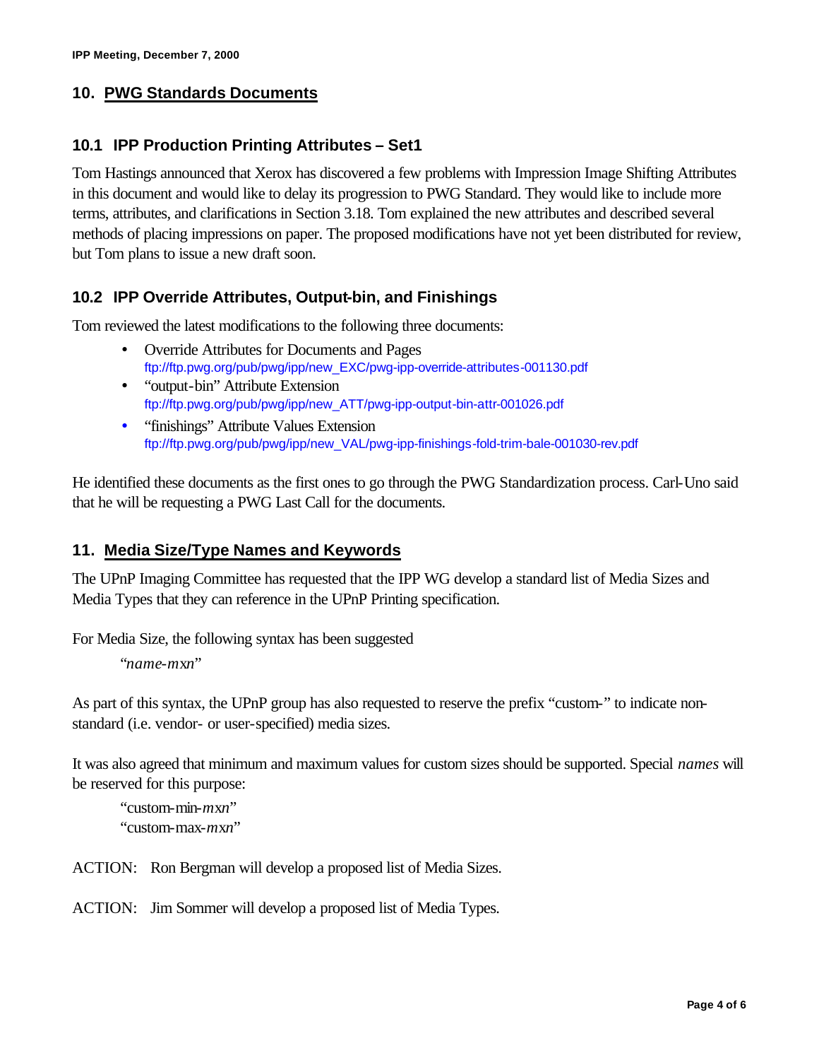## 10. PWG Standards Documents

### 10.1 IPP Production Printing Attributes – Set1

Tom Hastings announced that Xerox has discovered a few problems with Impression Image Shifting Attributes in this document and would like to delay its progression to PWG Standard. They would like to include more terms, attributes, and clarifications in Section 3.18. Tom explained the new attributes and described several methods of placing impressions on paper. The proposed modifications have not yet been distributed for review, but Tom plans to issue a new draft soon.

### 10.2 IPP Override Attributes, Output-bin, and Finishings

Tom reviewed the latest modifications to the following three documents:

- Override Attributes for Documents and Pages
  ftp://ftp.pwg.org/pub/pwg/ipp/new_EXC/pwg-ipp-override-attributes-001130.pdf
- "output-bin" Attribute Extension
  ftp://ftp.pwg.org/pub/pwg/ipp/new_ATT/pwg-ipp-output-bin-attr-001026.pdf
- "finishings" Attribute Values Extension
  ftp://ftp.pwg.org/pub/pwg/ipp/new_VAL/pwg-ipp-finishings-fold-trim-bale-001030-rev.pdf

He identified these documents as the first ones to go through the PWG Standardization process. Carl-Uno said that he will be requesting a PWG Last Call for the documents.

## 11. Media Size/Type Names and Keywords

The UPnP Imaging Committee has requested that the IPP WG develop a standard list of Media Sizes and Media Types that they can reference in the UPnP Printing specification.

For Media Size, the following syntax has been suggested

"*name-mxn*"

As part of this syntax, the UPnP group has also requested to reserve the prefix "custom-" to indicate non-standard (i.e. vendor- or user-specified) media sizes.

It was also agreed that minimum and maximum values for custom sizes should be supported. Special *names* will be reserved for this purpose:

"custom-min-*mxn*"
"custom-max-*mxn*"

ACTION: Ron Bergman will develop a proposed list of Media Sizes.

ACTION: Jim Sommer will develop a proposed list of Media Types.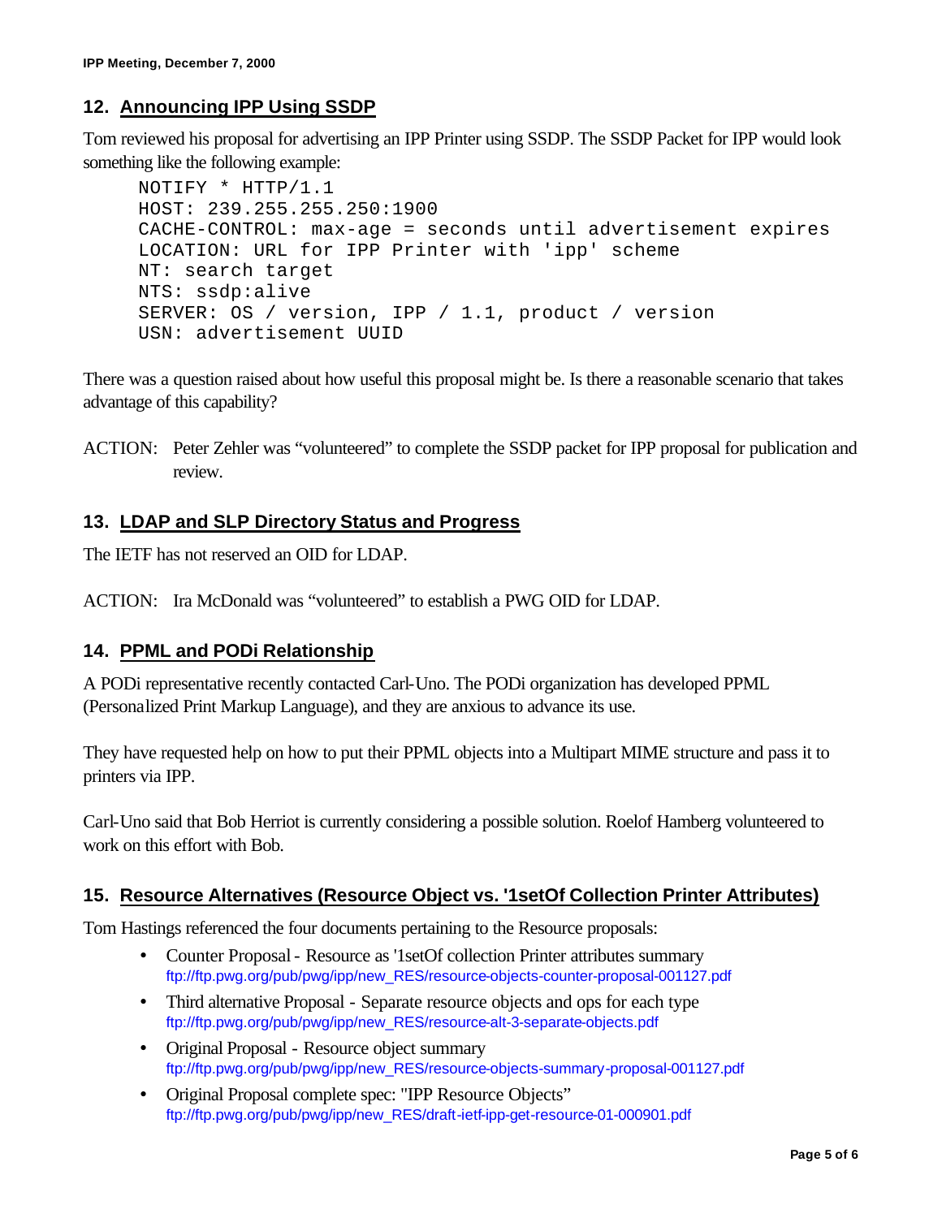## 12. Announcing IPP Using SSDP

Tom reviewed his proposal for advertising an IPP Printer using SSDP. The SSDP Packet for IPP would look something like the following example:

```
NOTIFY * HTTP/1.1
HOST: 239.255.255.250:1900
CACHE-CONTROL: max-age = seconds until advertisement expires
LOCATION: URL for IPP Printer with 'ipp' scheme
NT: search target
NTS: ssdp:alive
SERVER: OS / version, IPP / 1.1, product / version
USN: advertisement UUID
```

There was a question raised about how useful this proposal might be. Is there a reasonable scenario that takes advantage of this capability?

ACTION: Peter Zehler was "volunteered" to complete the SSDP packet for IPP proposal for publication and review.

## 13. LDAP and SLP Directory Status and Progress

The IETF has not reserved an OID for LDAP.

ACTION: Ira McDonald was "volunteered" to establish a PWG OID for LDAP.

## 14. PPML and PODi Relationship

A PODi representative recently contacted Carl-Uno. The PODi organization has developed PPML (Personalized Print Markup Language), and they are anxious to advance its use.

They have requested help on how to put their PPML objects into a Multipart MIME structure and pass it to printers via IPP.

Carl-Uno said that Bob Herriot is currently considering a possible solution. Roelof Hamberg volunteered to work on this effort with Bob.

## 15. Resource Alternatives (Resource Object vs. '1setOf Collection Printer Attributes)

Tom Hastings referenced the four documents pertaining to the Resource proposals:

- Counter Proposal - Resource as '1setOf collection Printer attributes summary
  ftp://ftp.pwg.org/pub/pwg/ipp/new_RES/resource-objects-counter-proposal-001127.pdf
- Third alternative Proposal - Separate resource objects and ops for each type
  ftp://ftp.pwg.org/pub/pwg/ipp/new_RES/resource-alt-3-separate-objects.pdf
- Original Proposal - Resource object summary
  ftp://ftp.pwg.org/pub/pwg/ipp/new_RES/resource-objects-summary-proposal-001127.pdf
- Original Proposal complete spec: "IPP Resource Objects"
  ftp://ftp.pwg.org/pub/pwg/ipp/new_RES/draft-ietf-ipp-get-resource-01-000901.pdf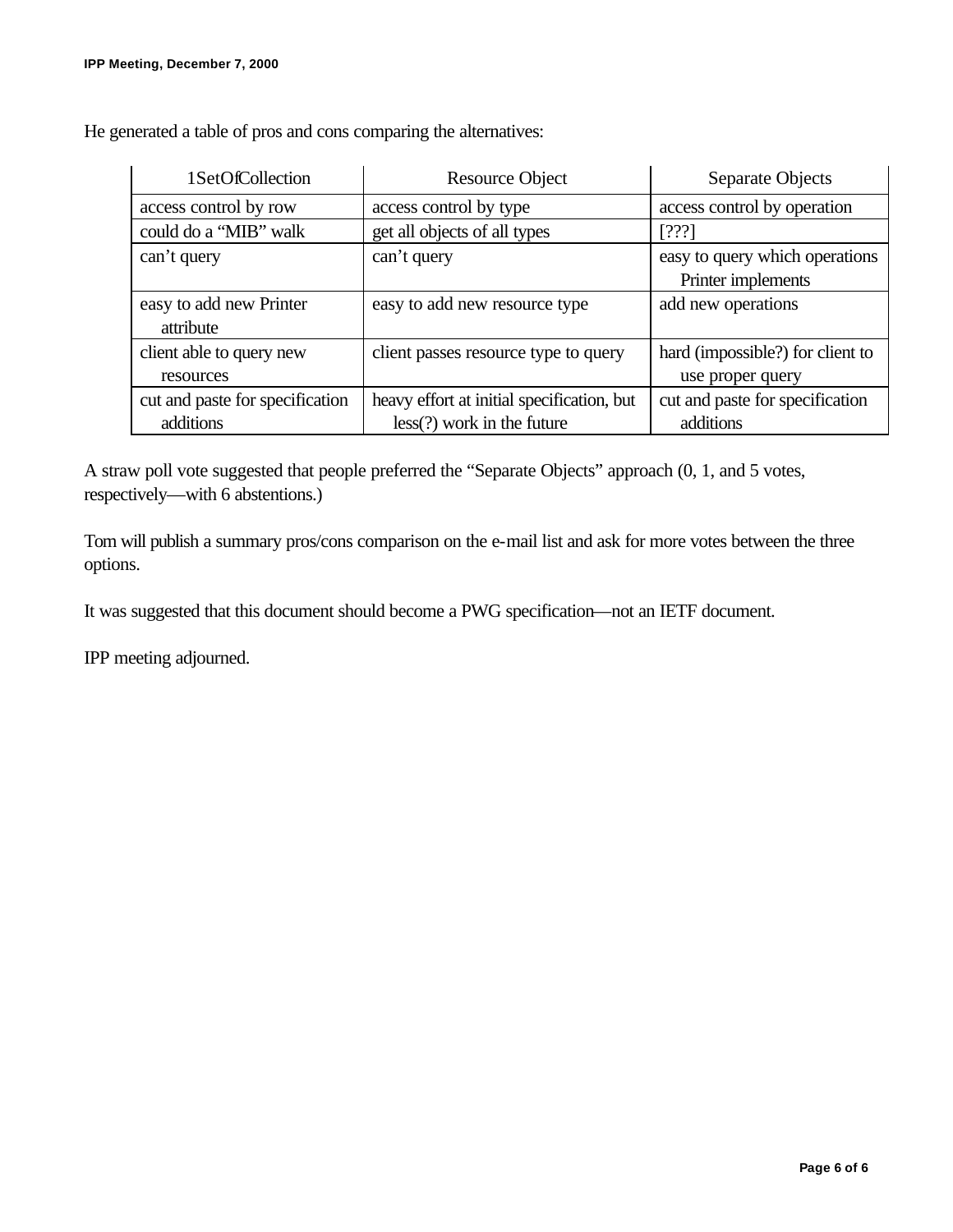He generated a table of pros and cons comparing the alternatives:

| 1SetOfCollection | Resource Object | Separate Objects |
| --- | --- | --- |
| access control by row | access control by type | access control by operation |
| could do a “MIB” walk | get all objects of all types | [???] |
| can’t query | can’t query | easy to query which operations Printer implements |
| easy to add new Printer attribute | easy to add new resource type | add new operations |
| client able to query new resources | client passes resource type to query | hard (impossible?) for client to use proper query |
| cut and paste for specification additions | heavy effort at initial specification, but less(?) work in the future | cut and paste for specification additions |

A straw poll vote suggested that people preferred the “Separate Objects” approach (0, 1, and 5 votes, respectively—with 6 abstentions.)

Tom will publish a summary pros/cons comparison on the e-mail list and ask for more votes between the three options.

It was suggested that this document should become a PWG specification—not an IETF document.

IPP meeting adjourned.